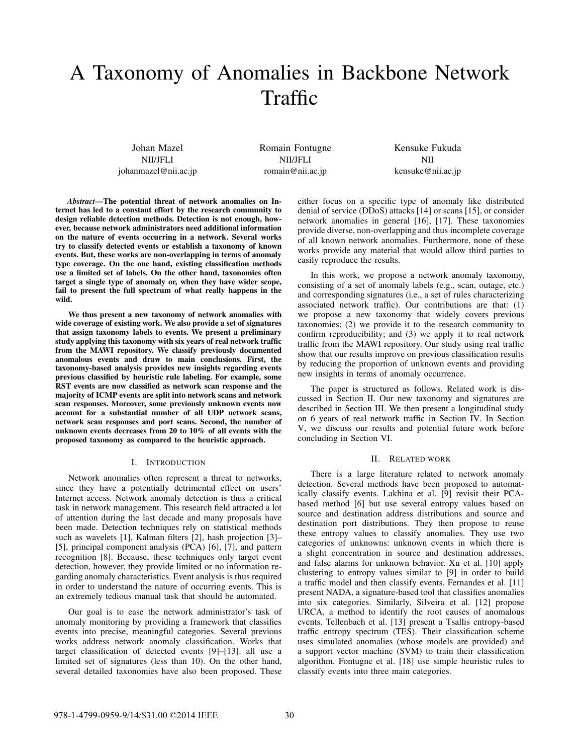# A Taxonomy of Anomalies in Backbone Network Traffic

Johan Mazel
NII/JFLI
johanmazel@nii.ac.jp

Romain Fontugne
NII/JFLI
romain@nii.ac.jp

Kensuke Fukuda
NII
kensuke@nii.ac.jp

***Abstract*—The potential threat of network anomalies on Internet has led to a constant effort by the research community to design reliable detection methods. Detection is not enough, however, because network administrators need additional information on the nature of events occurring in a network. Several works try to classify detected events or establish a taxonomy of known events. But, these works are non-overlapping in terms of anomaly type coverage. On the one hand, existing classification methods use a limited set of labels. On the other hand, taxonomies often target a single type of anomaly or, when they have wider scope, fail to present the full spectrum of what really happens in the wild.**

**We thus present a new taxonomy of network anomalies with wide coverage of existing work. We also provide a set of signatures that assign taxonomy labels to events. We present a preliminary study applying this taxonomy with six years of real network traffic from the MAWI repository. We classify previously documented anomalous events and draw to main conclusions. First, the taxonomy-based analysis provides new insights regarding events previous classified by heuristic rule labeling. For example, some RST events are now classified as network scan response and the majority of ICMP events are split into network scans and network scan responses. Moreover, some previously unknown events now account for a substantial number of all UDP network scans, network scan responses and port scans. Second, the number of unknown events decreases from 20 to 10% of all events with the proposed taxonomy as compared to the heuristic approach.**

## I. Introduction

Network anomalies often represent a threat to networks, since they have a potentially detrimental effect on users' Internet access. Network anomaly detection is thus a critical task in network management. This research field attracted a lot of attention during the last decade and many proposals have been made. Detection techniques rely on statistical methods such as wavelets [1], Kalman filters [2], hash projection [3]–[5], principal component analysis (PCA) [6], [7], and pattern recognition [8]. Because, these techniques only target event detection, however, they provide limited or no information regarding anomaly characteristics. Event analysis is thus required in order to understand the nature of occurring events. This is an extremely tedious manual task that should be automated.

Our goal is to ease the network administrator's task of anomaly monitoring by providing a framework that classifies events into precise, meaningful categories. Several previous works address network anomaly classification. Works that target classification of detected events [9]–[13]. all use a limited set of signatures (less than 10). On the other hand, several detailed taxonomies have also been proposed. These either focus on a specific type of anomaly like distributed denial of service (DDoS) attacks [14] or scans [15], or consider network anomalies in general [16], [17]. These taxonomies provide diverse, non-overlapping and thus incomplete coverage of all known network anomalies. Furthermore, none of these works provide any material that would allow third parties to easily reproduce the results.

In this work, we propose a network anomaly taxonomy, consisting of a set of anomaly labels (e.g., scan, outage, etc.) and corresponding signatures (i.e., a set of rules characterizing associated network traffic). Our contributions are that: (1) we propose a new taxonomy that widely covers previous taxonomies; (2) we provide it to the research community to confirm reproducibility; and (3) we apply it to real network traffic from the MAWI repository. Our study using real traffic show that our results improve on previous classification results by reducing the proportion of unknown events and providing new insights in terms of anomaly occurrence.

The paper is structured as follows. Related work is discussed in Section II. Our new taxonomy and signatures are described in Section III. We then present a longitudinal study on 6 years of real network traffic in Section IV. In Section V, we discuss our results and potential future work before concluding in Section VI.

## II. Related work

There is a large literature related to network anomaly detection. Several methods have been proposed to automatically classify events. Lakhina et al. [9] revisit their PCA-based method [6] but use several entropy values based on source and destination address distributions and source and destination port distributions. They then propose to reuse these entropy values to classify anomalies. They use two categories of unknowns: unknown events in which there is a slight concentration in source and destination addresses, and false alarms for unknown behavior. Xu et al. [10] apply clustering to entropy values similar to [9] in order to build a traffic model and then classify events. Fernandes et al. [11] present NADA, a signature-based tool that classifies anomalies into six categories. Similarly, Silveira et al. [12] propose URCA, a method to identify the root causes of anomalous events. Tellenbach et al. [13] present a Tsallis entropy-based traffic entropy spectrum (TES). Their classification scheme uses simulated anomalies (whose models are provided) and a support vector machine (SVM) to train their classification algorithm. Fontugne et al. [18] use simple heuristic rules to classify events into three main categories.

978-1-4799-0959-9/14/$31.00 ©2014 IEEE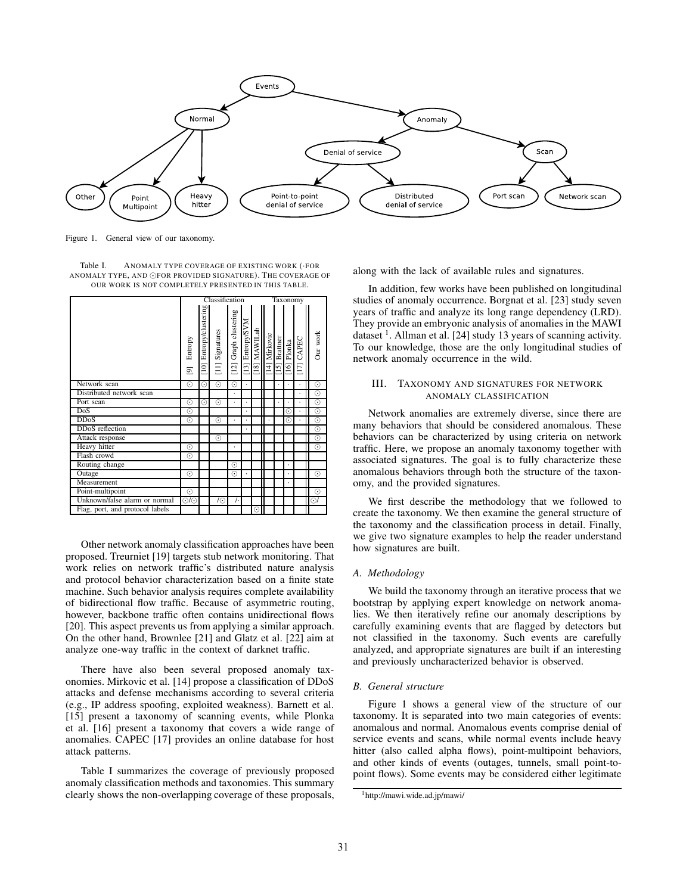Events

Normal

Anomaly

Denial of service

Scan

Other

Point Multipoint

Heavy hitter

Point-to-point denial of service

Distributed denial of service

Port scan

Network scan

Figure 1. General view of our taxonomy.

Table I. ANOMALY TYPE COVERAGE OF EXISTING WORK (· FOR ANOMALY TYPE, AND ⊙ FOR PROVIDED SIGNATURE). THE COVERAGE OF OUR WORK IS NOT COMPLETELY PRESENTED IN THIS TABLE.

| | Classification | | | | | | Taxonomy | | | | |
|---|---|---|---|---|---|---|---|---|---|---|---|
| | [9] Entropy | [10] Entropy/clustering | [11] Signatures | [12] Graph clustering | [13] Entropy/SVM | [18] MAWILab | [14] Mirkovic | [15] Brattner | [16] Plonka | [17] CAPEC | Our work |
| Network scan | ⊙ | ⊙ | ⊙ | ⊙ | · | | | · | · | · | ⊙ |
| Distributed network scan | | | | · | | | | | | · | ⊙ |
| Port scan | ⊙ | ⊙ | ⊙ | · | · | | | · | · | · | ⊙ |
| DoS | ⊙ | | | | · | | | | ⊙ | · | ⊙ |
| DDoS | ⊙ | | ⊙ | · | · | | · | | ⊙ | · | ⊙ |
| DDoS reflection | | | | | · | | | | | | ⊙ |
| Attack response | | | ⊙ | | | | | | | | ⊙ |
| Heavy hitter | ⊙ | | | · | | | | | | | ⊙ |
| Flash crowd | ⊙ | | | | | | | | | | |
| Routing change | | | | ⊙ | | | | | · | | |
| Outage | ⊙ | | | ⊙ | · | | | | · | | ⊙ |
| Measurement | | | | | | | | | · | | |
| Point-multipoint | ⊙ | | | | | | | | | | ⊙ |
| Unknown/false alarm or normal | ⊙/⊙ | | /⊙ | /· | | | | | | | ⊙/ |
| Flag, port, and protocol labels | | | | | | ⊙ | | | | | |

Other network anomaly classification approaches have been proposed. Treurniet [19] targets stub network monitoring. That work relies on network traffic's distributed nature analysis and protocol behavior characterization based on a finite state machine. Such behavior analysis requires complete availability of bidirectional flow traffic. Because of asymmetric routing, however, backbone traffic often contains unidirectional flows [20]. This aspect prevents us from applying a similar approach. On the other hand, Brownlee [21] and Glatz et al. [22] aim at analyze one-way traffic in the context of darknet traffic.

There have also been several proposed anomaly taxonomies. Mirkovic et al. [14] propose a classification of DDoS attacks and defense mechanisms according to several criteria (e.g., IP address spoofing, exploited weakness). Barnett et al. [15] present a taxonomy of scanning events, while Plonka et al. [16] present a taxonomy that covers a wide range of anomalies. CAPEC [17] provides an online database for host attack patterns.

Table I summarizes the coverage of previously proposed anomaly classification methods and taxonomies. This summary clearly shows the non-overlapping coverage of these proposals, along with the lack of available rules and signatures.

In addition, few works have been published on longitudinal studies of anomaly occurrence. Borgnat et al. [23] study seven years of traffic and analyze its long range dependency (LRD). They provide an embryonic analysis of anomalies in the MAWI dataset [1]. Allman et al. [24] study 13 years of scanning activity. To our knowledge, those are the only longitudinal studies of network anomaly occurrence in the wild.

## III. TAXONOMY AND SIGNATURES FOR NETWORK ANOMALY CLASSIFICATION

Network anomalies are extremely diverse, since there are many behaviors that should be considered anomalous. These behaviors can be characterized by using criteria on network traffic. Here, we propose an anomaly taxonomy together with associated signatures. The goal is to fully characterize these anomalous behaviors through both the structure of the taxonomy, and the provided signatures.

We first describe the methodology that we followed to create the taxonomy. We then examine the general structure of the taxonomy and the classification process in detail. Finally, we give two signature examples to help the reader understand how signatures are built.

### A. Methodology

We build the taxonomy through an iterative process that we bootstrap by applying expert knowledge on network anomalies. We then iteratively refine our anomaly descriptions by carefully examining events that are flagged by detectors but not classified in the taxonomy. Such events are carefully analyzed, and appropriate signatures are built if an interesting and previously uncharacterized behavior is observed.

### B. General structure

Figure 1 shows a general view of the structure of our taxonomy. It is separated into two main categories of events: anomalous and normal. Anomalous events comprise denial of service events and scans, while normal events include heavy hitter (also called alpha flows), point-multipoint behaviors, and other kinds of events (outages, tunnels, small point-to-point flows). Some events may be considered either legitimate

[1] http://mawi.wide.ad.jp/mawi/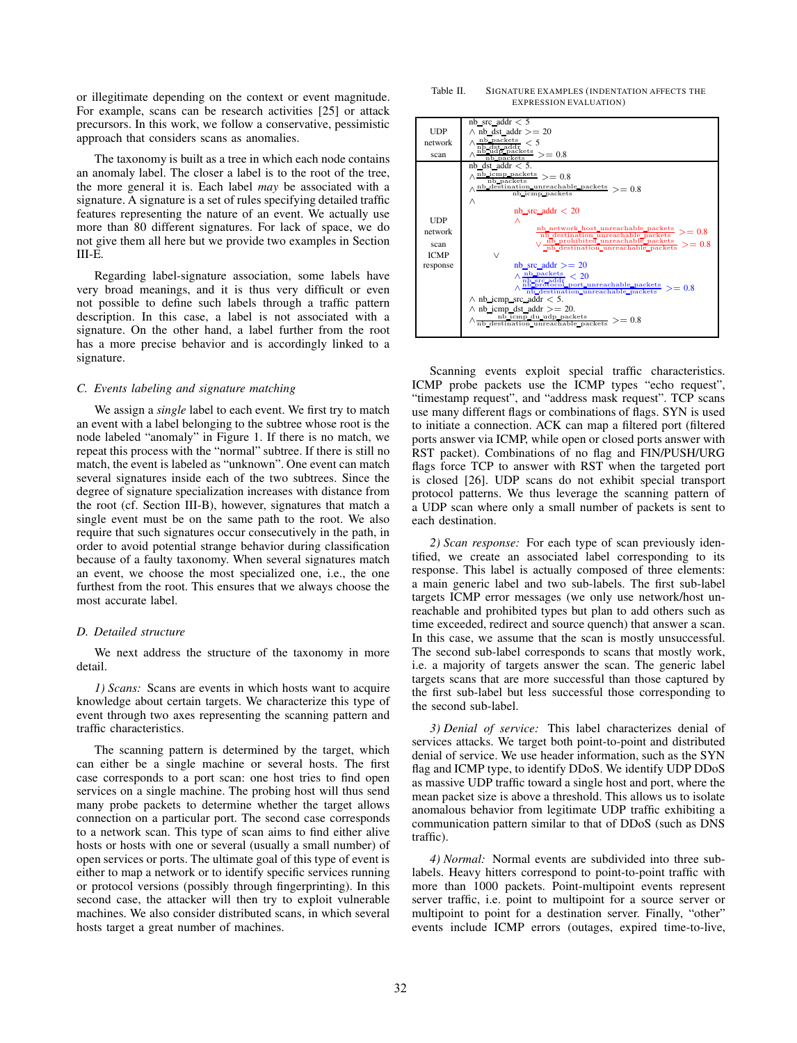or illegitimate depending on the context or event magnitude. For example, scans can be research activities [25] or attack precursors. In this work, we follow a conservative, pessimistic approach that considers scans as anomalies.

The taxonomy is built as a tree in which each node contains an anomaly label. The closer a label is to the root of the tree, the more general it is. Each label *may* be associated with a signature. A signature is a set of rules specifying detailed traffic features representing the nature of an event. We actually use more than 80 different signatures. For lack of space, we do not give them all here but we provide two examples in Section III-E.

Regarding label-signature association, some labels have very broad meanings, and it is thus very difficult or even not possible to define such labels through a traffic pattern description. In this case, a label is not associated with a signature. On the other hand, a label further from the root has a more precise behavior and is accordingly linked to a signature.

### C. Events labeling and signature matching

We assign a *single* label to each event. We first try to match an event with a label belonging to the subtree whose root is the node labeled "anomaly" in Figure 1. If there is no match, we repeat this process with the "normal" subtree. If there is still no match, the event is labeled as "unknown". One event can match several signatures inside each of the two subtrees. Since the degree of signature specialization increases with distance from the root (cf. Section III-B), however, signatures that match a single event must be on the same path to the root. We also require that such signatures occur consecutively in the path, in order to avoid potential strange behavior during classification because of a faulty taxonomy. When several signatures match an event, we choose the most specialized one, i.e., the one furthest from the root. This ensures that we always choose the most accurate label.

### D. Detailed structure

We next address the structure of the taxonomy in more detail.

*1) Scans:* Scans are events in which hosts want to acquire knowledge about certain targets. We characterize this type of event through two axes representing the scanning pattern and traffic characteristics.

The scanning pattern is determined by the target, which can either be a single machine or several hosts. The first case corresponds to a port scan: one host tries to find open services on a single machine. The probing host will thus send many probe packets to determine whether the target allows connection on a particular port. The second case corresponds to a network scan. This type of scan aims to find either alive hosts or hosts with one or several (usually a small number) of open services or ports. The ultimate goal of this type of event is either to map a network or to identify specific services running or protocol versions (possibly through fingerprinting). In this second case, the attacker will then try to exploit vulnerable machines. We also consider distributed scans, in which several hosts target a great number of machines.

Table II. Signature examples (indentation affects the expression evaluation)

| | |
|---|---|
| UDP network scan | nb_src_addr $< 5$<br>$\wedge$ nb_dst_addr $>= 20$<br>$\wedge \frac{\text{nb\_packets}}{\text{nb\_dst\_addr}} < 5$<br>$\wedge \frac{\text{nb\_udp\_packets}}{\text{nb\_packets}} >= 0.8$ |
| UDP network scan ICMP response | nb_dst_addr $< 5$.<br>$\wedge \frac{\text{nb\_icmp\_packets}}{\text{nb\_packets}} >= 0.8$<br>$\wedge \frac{\text{nb\_destination\_unreachable\_packets}}{\text{nb\_icmp\_packets}} >= 0.8$<br>$\wedge$<br>&nbsp;&nbsp;&nbsp;&nbsp;nb_src_addr $< 20$<br>&nbsp;&nbsp;&nbsp;&nbsp;$\wedge$<br>&nbsp;&nbsp;&nbsp;&nbsp;&nbsp;&nbsp;&nbsp;&nbsp;$\frac{\text{nb\_network\_host\_unreachable\_packets}}{\text{nb\_destination\_unreachable\_packets}} >= 0.8$<br>&nbsp;&nbsp;&nbsp;&nbsp;&nbsp;&nbsp;&nbsp;&nbsp;$\vee \frac{\text{nb\_prohibited\_unreachable\_packets}}{\text{nb\_destination\_unreachable\_packets}} >= 0.8$<br>&nbsp;&nbsp;$\vee$<br>&nbsp;&nbsp;&nbsp;&nbsp;nb_src_addr $>= 20$<br>&nbsp;&nbsp;&nbsp;&nbsp;$\wedge \frac{\text{nb\_packets}}{\text{nb\_src\_addr}} < 20$<br>&nbsp;&nbsp;&nbsp;&nbsp;$\wedge \frac{\text{nb\_protocol\_port\_unreachable\_packets}}{\text{nb\_destination\_unreachable\_packets}} >= 0.8$<br>$\wedge$ nb_icmp_src_addr $< 5$.<br>$\wedge$ nb_icmp_dst_addr $>= 20$.<br>$\wedge \frac{\text{nb\_icmp\_du\_udp\_packets}}{\text{nb\_destination\_unreachable\_packets}} >= 0.8$ |

Scanning events exploit special traffic characteristics. ICMP probe packets use the ICMP types "echo request", "timestamp request", and "address mask request". TCP scans use many different flags or combinations of flags. SYN is used to initiate a connection. ACK can map a filtered port (filtered ports answer via ICMP, while open or closed ports answer with RST packet). Combinations of no flag and FIN/PUSH/URG flags force TCP to answer with RST when the targeted port is closed [26]. UDP scans do not exhibit special transport protocol patterns. We thus leverage the scanning pattern of a UDP scan where only a small number of packets is sent to each destination.

*2) Scan response:* For each type of scan previously identified, we create an associated label corresponding to its response. This label is actually composed of three elements: a main generic label and two sub-labels. The first sub-label targets ICMP error messages (we only use network/host unreachable and prohibited types but plan to add others such as time exceeded, redirect and source quench) that answer a scan. In this case, we assume that the scan is mostly unsuccessful. The second sub-label corresponds to scans that mostly work, i.e. a majority of targets answer the scan. The generic label targets scans that are more successful than those captured by the first sub-label but less successful those corresponding to the second sub-label.

*3) Denial of service:* This label characterizes denial of services attacks. We target both point-to-point and distributed denial of service. We use header information, such as the SYN flag and ICMP type, to identify DDoS. We identify UDP DDoS as massive UDP traffic toward a single host and port, where the mean packet size is above a threshold. This allows us to isolate anomalous behavior from legitimate UDP traffic exhibiting a communication pattern similar to that of DDoS (such as DNS traffic).

*4) Normal:* Normal events are subdivided into three sub-labels. Heavy hitters correspond to point-to-point traffic with more than 1000 packets. Point-multipoint events represent server traffic, i.e. point to multipoint for a source server or multipoint to point for a destination server. Finally, "other" events include ICMP errors (outages, expired time-to-live,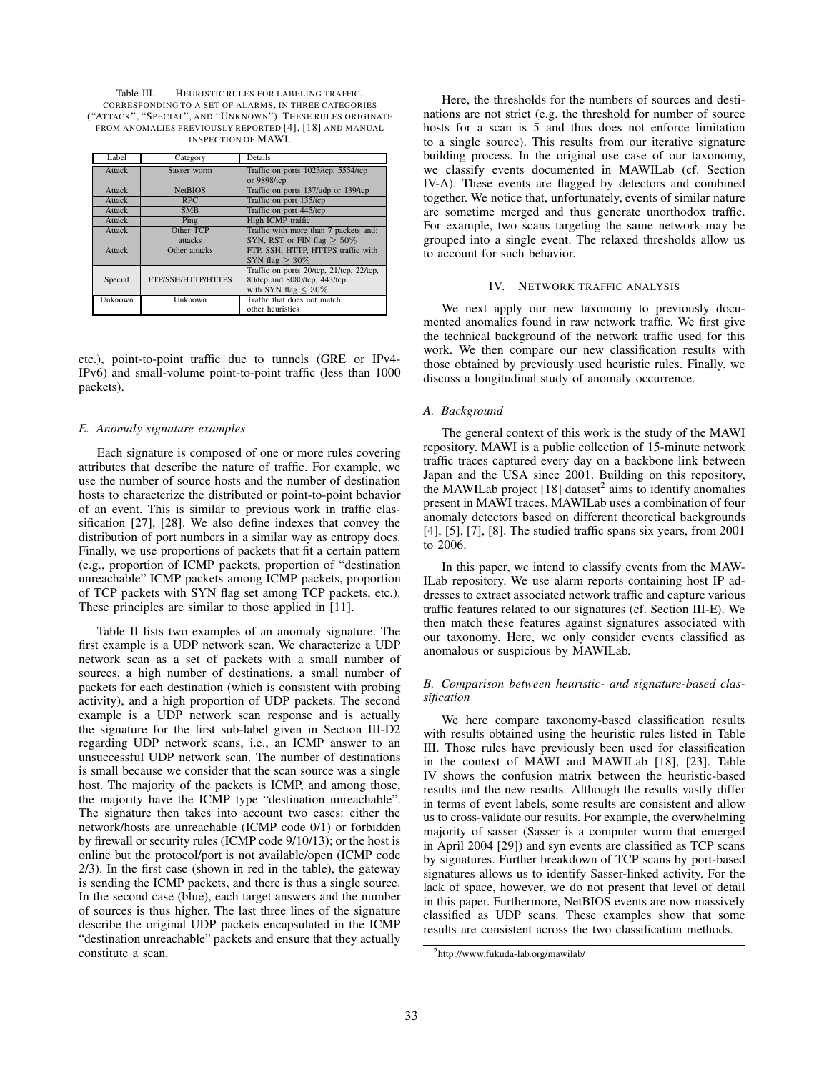Table III. HEURISTIC RULES FOR LABELING TRAFFIC, CORRESPONDING TO A SET OF ALARMS, IN THREE CATEGORIES ("ATTACK", "SPECIAL", AND "UNKNOWN"). THESE RULES ORIGINATE FROM ANOMALIES PREVIOUSLY REPORTED [4], [18] AND MANUAL INSPECTION OF MAWI.

| Label | Category | Details |
|---|---|---|
| Attack | Sasser worm | Traffic on ports 1023/tcp, 5554/tcp or 9898/tcp |
| Attack | NetBIOS | Traffic on ports 137/udp or 139/tcp |
| Attack | RPC | Traffic on port 135/tcp |
| Attack | SMB | Traffic on port 445/tcp |
| Attack | Ping | High ICMP traffic |
| Attack | Other TCP attacks | Traffic with more than 7 packets and: SYN, RST or FIN flag $\geq 50\%$ |
| Attack | Other attacks | FTP, SSH, HTTP, HTTPS traffic with SYN flag $\geq 30\%$ |
| Special | FTP/SSH/HTTP/HTTPS | Traffic on ports 20/tcp, 21/tcp, 22/tcp, 80/tcp and 8080/tcp, 443/tcp with SYN flag $\leq 30\%$ |
| Unknown | Unknown | Traffic that does not match other heuristics |

etc.), point-to-point traffic due to tunnels (GRE or IPv4-IPv6) and small-volume point-to-point traffic (less than 1000 packets).

### E. Anomaly signature examples

Each signature is composed of one or more rules covering attributes that describe the nature of traffic. For example, we use the number of source hosts and the number of destination hosts to characterize the distributed or point-to-point behavior of an event. This is similar to previous work in traffic classification [27], [28]. We also define indexes that convey the distribution of port numbers in a similar way as entropy does. Finally, we use proportions of packets that fit a certain pattern (e.g., proportion of ICMP packets, proportion of "destination unreachable" ICMP packets among ICMP packets, proportion of TCP packets with SYN flag set among TCP packets, etc.). These principles are similar to those applied in [11].

Table II lists two examples of an anomaly signature. The first example is a UDP network scan. We characterize a UDP network scan as a set of packets with a small number of sources, a high number of destinations, a small number of packets for each destination (which is consistent with probing activity), and a high proportion of UDP packets. The second example is a UDP network scan response and is actually the signature for the first sub-label given in Section III-D2 regarding UDP network scans, i.e., an ICMP answer to an unsuccessful UDP network scan. The number of destinations is small because we consider that the scan source was a single host. The majority of the packets is ICMP, and among those, the majority have the ICMP type "destination unreachable". The signature then takes into account two cases: either the network/hosts are unreachable (ICMP code 0/1) or forbidden by firewall or security rules (ICMP code 9/10/13); or the host is online but the protocol/port is not available/open (ICMP code 2/3). In the first case (shown in red in the table), the gateway is sending the ICMP packets, and there is thus a single source. In the second case (blue), each target answers and the number of sources is thus higher. The last three lines of the signature describe the original UDP packets encapsulated in the ICMP "destination unreachable" packets and ensure that they actually constitute a scan.

Here, the thresholds for the numbers of sources and destinations are not strict (e.g. the threshold for number of source hosts for a scan is 5 and thus does not enforce limitation to a single source). This results from our iterative signature building process. In the original use case of our taxonomy, we classify events documented in MAWILab (cf. Section IV-A). These events are flagged by detectors and combined together. We notice that, unfortunately, events of similar nature are sometime merged and thus generate unorthodox traffic. For example, two scans targeting the same network may be grouped into a single event. The relaxed thresholds allow us to account for such behavior.

## IV. NETWORK TRAFFIC ANALYSIS

We next apply our new taxonomy to previously documented anomalies found in raw network traffic. We first give the technical background of the network traffic used for this work. We then compare our new classification results with those obtained by previously used heuristic rules. Finally, we discuss a longitudinal study of anomaly occurrence.

### A. Background

The general context of this work is the study of the MAWI repository. MAWI is a public collection of 15-minute network traffic traces captured every day on a backbone link between Japan and the USA since 2001. Building on this repository, the MAWILab project [18] dataset[2] aims to identify anomalies present in MAWI traces. MAWILab uses a combination of four anomaly detectors based on different theoretical backgrounds [4], [5], [7], [8]. The studied traffic spans six years, from 2001 to 2006.

In this paper, we intend to classify events from the MAWILab repository. We use alarm reports containing host IP addresses to extract associated network traffic and capture various traffic features related to our signatures (cf. Section III-E). We then match these features against signatures associated with our taxonomy. Here, we only consider events classified as anomalous or suspicious by MAWILab.

### B. Comparison between heuristic- and signature-based classification

We here compare taxonomy-based classification results with results obtained using the heuristic rules listed in Table III. Those rules have previously been used for classification in the context of MAWI and MAWILab [18], [23]. Table IV shows the confusion matrix between the heuristic-based results and the new results. Although the results vastly differ in terms of event labels, some results are consistent and allow us to cross-validate our results. For example, the overwhelming majority of sasser (Sasser is a computer worm that emerged in April 2004 [29]) and syn events are classified as TCP scans by signatures. Further breakdown of TCP scans by port-based signatures allows us to identify Sasser-linked activity. For the lack of space, however, we do not present that level of detail in this paper. Furthermore, NetBIOS events are now massively classified as UDP scans. These examples show that some results are consistent across the two classification methods.

[2] http://www.fukuda-lab.org/mawilab/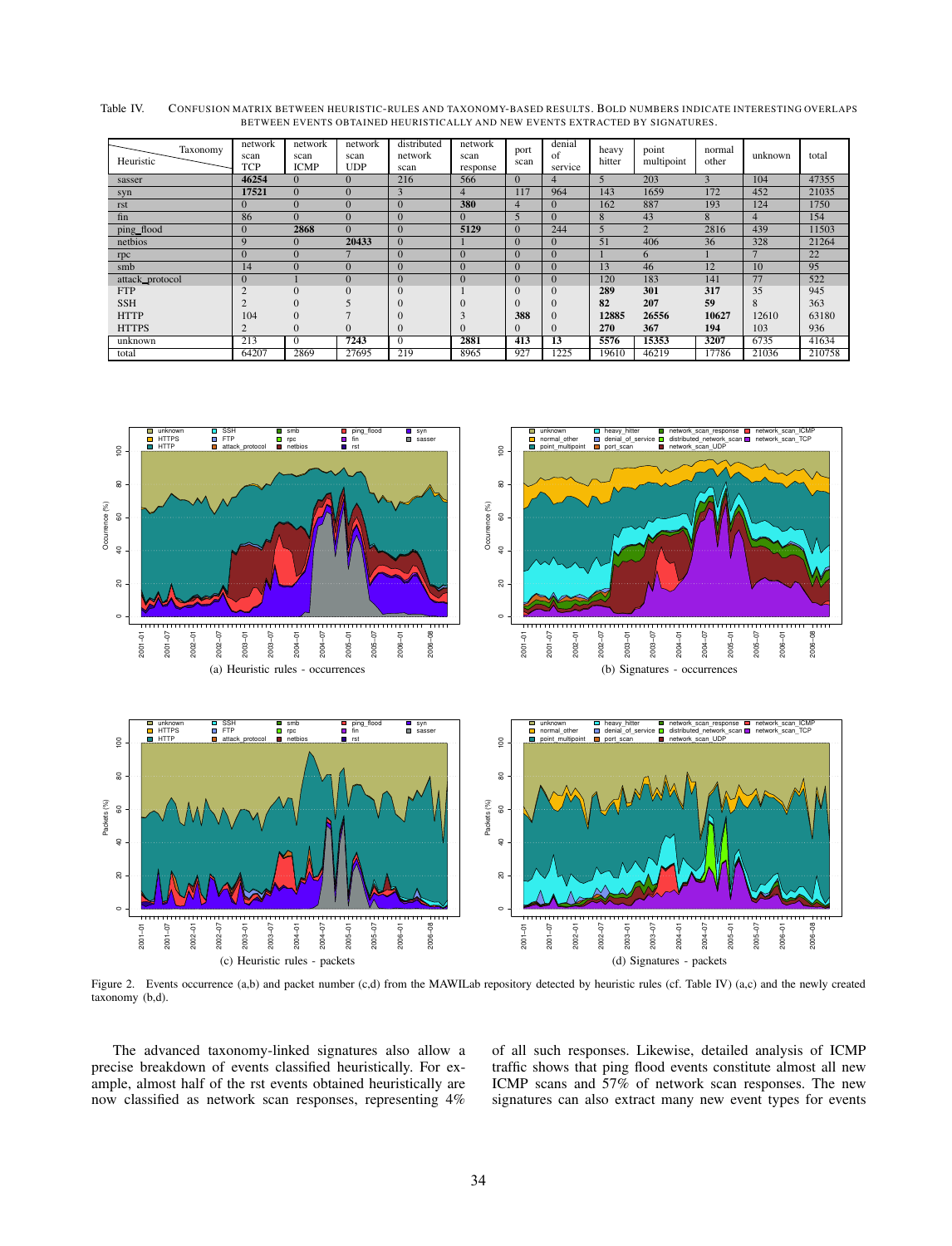Table IV. CONFUSION MATRIX BETWEEN HEURISTIC-RULES AND TAXONOMY-BASED RESULTS. BOLD NUMBERS INDICATE INTERESTING OVERLAPS BETWEEN EVENTS OBTAINED HEURISTICALLY AND NEW EVENTS EXTRACTED BY SIGNATURES.

| Heuristic \ Taxonomy | network scan TCP | network scan ICMP | network scan UDP | distributed network scan | network scan response | port scan | denial of service | heavy hitter | point multipoint | normal other | unknown | total |
|---|---|---|---|---|---|---|---|---|---|---|---|---|
| sasser | **46254** | 0 | 0 | 216 | 566 | 0 | 4 | 5 | 203 | 3 | 104 | 47355 |
| syn | **17521** | 0 | 0 | 3 | 4 | 117 | 964 | 143 | 1659 | 172 | 452 | 21035 |
| rst | 0 | 0 | 0 | 0 | **380** | 4 | 0 | 162 | 887 | 193 | 124 | 1750 |
| fin | 86 | 0 | 0 | 0 | 0 | 5 | 0 | 8 | 43 | 8 | 4 | 154 |
| ping_flood | 0 | **2868** | 0 | 0 | **5129** | 0 | 244 | 5 | 2 | 2816 | 439 | 11503 |
| netbios | 9 | 0 | **20433** | 0 | 1 | 0 | 0 | 51 | 406 | 36 | 328 | 21264 |
| rpc | 0 | 0 | 7 | 0 | 0 | 0 | 0 | 1 | 6 | 1 | 7 | 22 |
| smb | 14 | 0 | 0 | 0 | 0 | 0 | 0 | 13 | 46 | 12 | 10 | 95 |
| attack_protocol | 0 | 1 | 0 | 0 | 0 | 0 | 0 | 120 | 183 | 141 | 77 | 522 |
| FTP | 2 | 0 | 0 | 0 | 1 | 0 | 0 | **289** | **301** | **317** | 35 | 945 |
| SSH | 2 | 0 | 5 | 0 | 0 | 0 | 0 | **82** | **207** | **59** | 8 | 363 |
| HTTP | 104 | 0 | 7 | 0 | 3 | **388** | 0 | **12885** | **26556** | **10627** | 12610 | 63180 |
| HTTPS | 2 | 0 | 0 | 0 | 0 | 0 | 0 | **270** | **367** | **194** | 103 | 936 |
| unknown | 213 | 0 | **7243** | 0 | **2881** | **413** | **13** | **5576** | **15353** | **3207** | 6735 | 41634 |
| total | 64207 | 2869 | 27695 | 219 | 8965 | 927 | 1225 | 19610 | 46219 | 17786 | 21036 | 210758 |

(a) Heuristic rules - occurrences

(b) Signatures - occurrences

(c) Heuristic rules - packets

(d) Signatures - packets

Figure 2. Events occurrence (a,b) and packet number (c,d) from the MAWILab repository detected by heuristic rules (cf. Table IV) (a,c) and the newly created taxonomy (b,d).

The advanced taxonomy-linked signatures also allow a precise breakdown of events classified heuristically. For example, almost half of the rst events obtained heuristically are now classified as network scan responses, representing 4% of all such responses. Likewise, detailed analysis of ICMP traffic shows that ping flood events constitute almost all new ICMP scans and 57% of network scan responses. The new signatures can also extract many new event types for events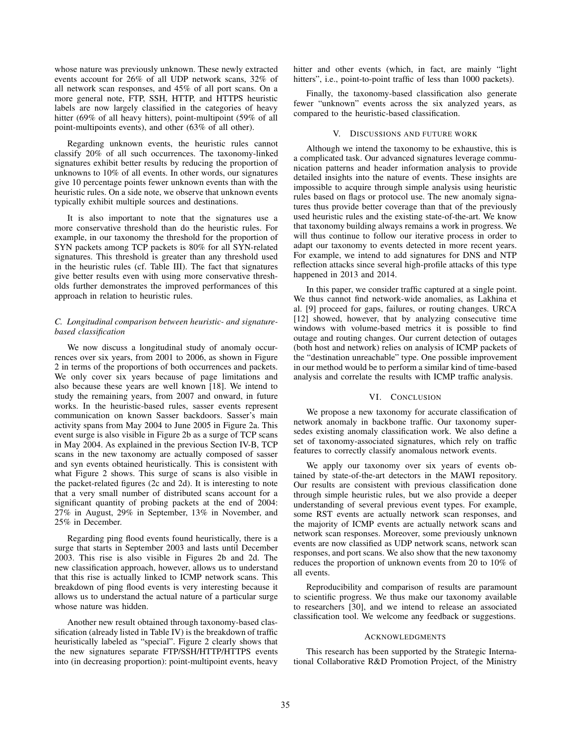whose nature was previously unknown. These newly extracted events account for 26% of all UDP network scans, 32% of all network scan responses, and 45% of all port scans. On a more general note, FTP, SSH, HTTP, and HTTPS heuristic labels are now largely classified in the categories of heavy hitter (69% of all heavy hitters), point-multipoint (59% of all point-multipoints events), and other (63% of all other).

Regarding unknown events, the heuristic rules cannot classify 20% of all such occurrences. The taxonomy-linked signatures exhibit better results by reducing the proportion of unknowns to 10% of all events. In other words, our signatures give 10 percentage points fewer unknown events than with the heuristic rules. On a side note, we observe that unknown events typically exhibit multiple sources and destinations.

It is also important to note that the signatures use a more conservative threshold than do the heuristic rules. For example, in our taxonomy the threshold for the proportion of SYN packets among TCP packets is 80% for all SYN-related signatures. This threshold is greater than any threshold used in the heuristic rules (cf. Table III). The fact that signatures give better results even with using more conservative thresholds further demonstrates the improved performances of this approach in relation to heuristic rules.

### *C. Longitudinal comparison between heuristic- and signature-based classification*

We now discuss a longitudinal study of anomaly occurrences over six years, from 2001 to 2006, as shown in Figure 2 in terms of the proportions of both occurrences and packets. We only cover six years because of page limitations and also because these years are well known [18]. We intend to study the remaining years, from 2007 and onward, in future works. In the heuristic-based rules, sasser events represent communication on known Sasser backdoors. Sasser's main activity spans from May 2004 to June 2005 in Figure 2a. This event surge is also visible in Figure 2b as a surge of TCP scans in May 2004. As explained in the previous Section IV-B, TCP scans in the new taxonomy are actually composed of sasser and syn events obtained heuristically. This is consistent with what Figure 2 shows. This surge of scans is also visible in the packet-related figures (2c and 2d). It is interesting to note that a very small number of distributed scans account for a significant quantity of probing packets at the end of 2004: 27% in August, 29% in September, 13% in November, and 25% in December.

Regarding ping flood events found heuristically, there is a surge that starts in September 2003 and lasts until December 2003. This rise is also visible in Figures 2b and 2d. The new classification approach, however, allows us to understand that this rise is actually linked to ICMP network scans. This breakdown of ping flood events is very interesting because it allows us to understand the actual nature of a particular surge whose nature was hidden.

Another new result obtained through taxonomy-based classification (already listed in Table IV) is the breakdown of traffic heuristically labeled as "special". Figure 2 clearly shows that the new signatures separate FTP/SSH/HTTP/HTTPS events into (in decreasing proportion): point-multipoint events, heavy hitter and other events (which, in fact, are mainly "light hitters", i.e., point-to-point traffic of less than 1000 packets).

Finally, the taxonomy-based classification also generate fewer "unknown" events across the six analyzed years, as compared to the heuristic-based classification.

## V. Discussions and future work

Although we intend the taxonomy to be exhaustive, this is a complicated task. Our advanced signatures leverage communication patterns and header information analysis to provide detailed insights into the nature of events. These insights are impossible to acquire through simple analysis using heuristic rules based on flags or protocol use. The new anomaly signatures thus provide better coverage than that of the previously used heuristic rules and the existing state-of-the-art. We know that taxonomy building always remains a work in progress. We will thus continue to follow our iterative process in order to adapt our taxonomy to events detected in more recent years. For example, we intend to add signatures for DNS and NTP reflection attacks since several high-profile attacks of this type happened in 2013 and 2014.

In this paper, we consider traffic captured at a single point. We thus cannot find network-wide anomalies, as Lakhina et al. [9] proceed for gaps, failures, or routing changes. URCA [12] showed, however, that by analyzing consecutive time windows with volume-based metrics it is possible to find outage and routing changes. Our current detection of outages (both host and network) relies on analysis of ICMP packets of the "destination unreachable" type. One possible improvement in our method would be to perform a similar kind of time-based analysis and correlate the results with ICMP traffic analysis.

## VI. Conclusion

We propose a new taxonomy for accurate classification of network anomaly in backbone traffic. Our taxonomy supersedes existing anomaly classification work. We also define a set of taxonomy-associated signatures, which rely on traffic features to correctly classify anomalous network events.

We apply our taxonomy over six years of events obtained by state-of-the-art detectors in the MAWI repository. Our results are consistent with previous classification done through simple heuristic rules, but we also provide a deeper understanding of several previous event types. For example, some RST events are actually network scan responses, and the majority of ICMP events are actually network scans and network scan responses. Moreover, some previously unknown events are now classified as UDP network scans, network scan responses, and port scans. We also show that the new taxonomy reduces the proportion of unknown events from 20 to 10% of all events.

Reproducibility and comparison of results are paramount to scientific progress. We thus make our taxonomy available to researchers [30], and we intend to release an associated classification tool. We welcome any feedback or suggestions.

## Acknowledgments

This research has been supported by the Strategic International Collaborative R&D Promotion Project, of the Ministry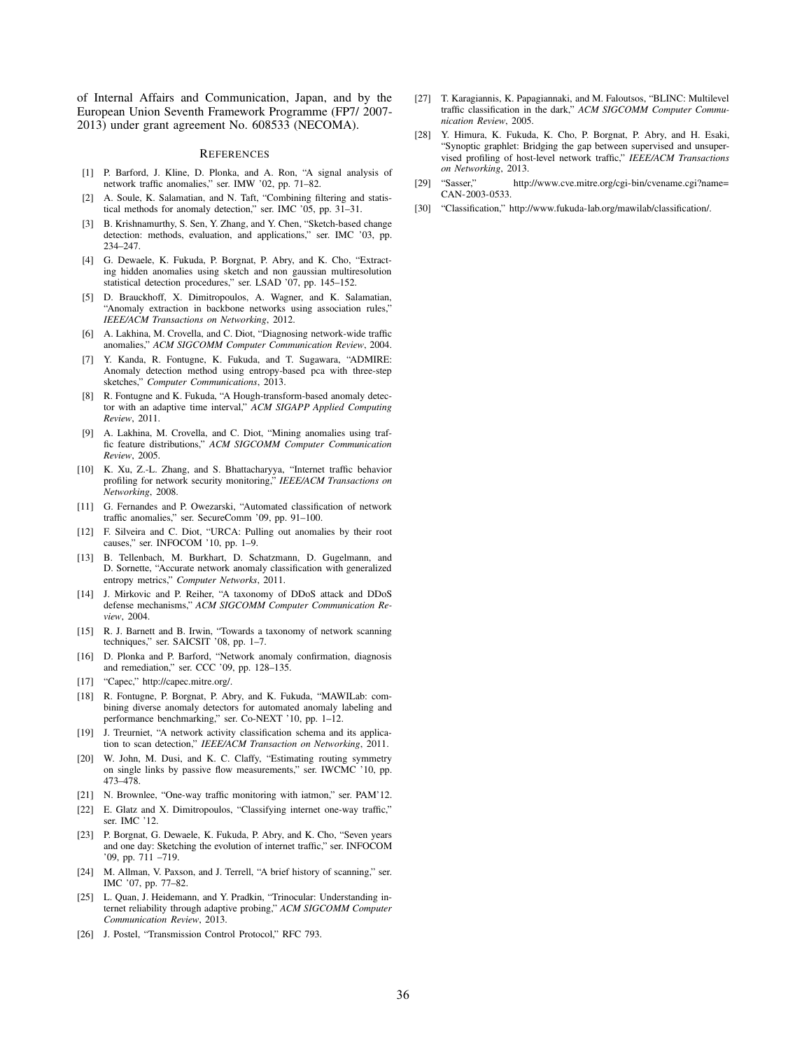of Internal Affairs and Communication, Japan, and by the European Union Seventh Framework Programme (FP7/ 2007-2013) under grant agreement No. 608533 (NECOMA).

## References

[1] P. Barford, J. Kline, D. Plonka, and A. Ron, "A signal analysis of network traffic anomalies," ser. IMW '02, pp. 71–82.

[2] A. Soule, K. Salamatian, and N. Taft, "Combining filtering and statistical methods for anomaly detection," ser. IMC '05, pp. 31–31.

[3] B. Krishnamurthy, S. Sen, Y. Zhang, and Y. Chen, "Sketch-based change detection: methods, evaluation, and applications," ser. IMC '03, pp. 234–247.

[4] G. Dewaele, K. Fukuda, P. Borgnat, P. Abry, and K. Cho, "Extracting hidden anomalies using sketch and non gaussian multiresolution statistical detection procedures," ser. LSAD '07, pp. 145–152.

[5] D. Brauckhoff, X. Dimitropoulos, A. Wagner, and K. Salamatian, "Anomaly extraction in backbone networks using association rules," *IEEE/ACM Transactions on Networking*, 2012.

[6] A. Lakhina, M. Crovella, and C. Diot, "Diagnosing network-wide traffic anomalies," *ACM SIGCOMM Computer Communication Review*, 2004.

[7] Y. Kanda, R. Fontugne, K. Fukuda, and T. Sugawara, "ADMIRE: Anomaly detection method using entropy-based pca with three-step sketches," *Computer Communications*, 2013.

[8] R. Fontugne and K. Fukuda, "A Hough-transform-based anomaly detector with an adaptive time interval," *ACM SIGAPP Applied Computing Review*, 2011.

[9] A. Lakhina, M. Crovella, and C. Diot, "Mining anomalies using traffic feature distributions," *ACM SIGCOMM Computer Communication Review*, 2005.

[10] K. Xu, Z.-L. Zhang, and S. Bhattacharyya, "Internet traffic behavior profiling for network security monitoring," *IEEE/ACM Transactions on Networking*, 2008.

[11] G. Fernandes and P. Owezarski, "Automated classification of network traffic anomalies," ser. SecureComm '09, pp. 91–100.

[12] F. Silveira and C. Diot, "URCA: Pulling out anomalies by their root causes," ser. INFOCOM '10, pp. 1–9.

[13] B. Tellenbach, M. Burkhart, D. Schatzmann, D. Gugelmann, and D. Sornette, "Accurate network anomaly classification with generalized entropy metrics," *Computer Networks*, 2011.

[14] J. Mirkovic and P. Reiher, "A taxonomy of DDoS attack and DDoS defense mechanisms," *ACM SIGCOMM Computer Communication Review*, 2004.

[15] R. J. Barnett and B. Irwin, "Towards a taxonomy of network scanning techniques," ser. SAICSIT '08, pp. 1–7.

[16] D. Plonka and P. Barford, "Network anomaly confirmation, diagnosis and remediation," ser. CCC '09, pp. 128–135.

[17] "Capec," http://capec.mitre.org/.

[18] R. Fontugne, P. Borgnat, P. Abry, and K. Fukuda, "MAWILab: combining diverse anomaly detectors for automated anomaly labeling and performance benchmarking," ser. Co-NEXT '10, pp. 1–12.

[19] J. Treurniet, "A network activity classification schema and its application to scan detection," *IEEE/ACM Transaction on Networking*, 2011.

[20] W. John, M. Dusi, and K. C. Claffy, "Estimating routing symmetry on single links by passive flow measurements," ser. IWCMC '10, pp. 473–478.

[21] N. Brownlee, "One-way traffic monitoring with iatmon," ser. PAM'12.

[22] E. Glatz and X. Dimitropoulos, "Classifying internet one-way traffic," ser. IMC '12.

[23] P. Borgnat, G. Dewaele, K. Fukuda, P. Abry, and K. Cho, "Seven years and one day: Sketching the evolution of internet traffic," ser. INFOCOM '09, pp. 711 –719.

[24] M. Allman, V. Paxson, and J. Terrell, "A brief history of scanning," ser. IMC '07, pp. 77–82.

[25] L. Quan, J. Heidemann, and Y. Pradkin, "Trinocular: Understanding internet reliability through adaptive probing," *ACM SIGCOMM Computer Communication Review*, 2013.

[26] J. Postel, "Transmission Control Protocol," RFC 793.

[27] T. Karagiannis, K. Papagiannaki, and M. Faloutsos, "BLINC: Multilevel traffic classification in the dark," *ACM SIGCOMM Computer Communication Review*, 2005.

[28] Y. Himura, K. Fukuda, K. Cho, P. Borgnat, P. Abry, and H. Esaki, "Synoptic graphlet: Bridging the gap between supervised and unsupervised profiling of host-level network traffic," *IEEE/ACM Transactions on Networking*, 2013.

[29] "Sasser," http://www.cve.mitre.org/cgi-bin/cvename.cgi?name=CAN-2003-0533.

[30] "Classification," http://www.fukuda-lab.org/mawilab/classification/.